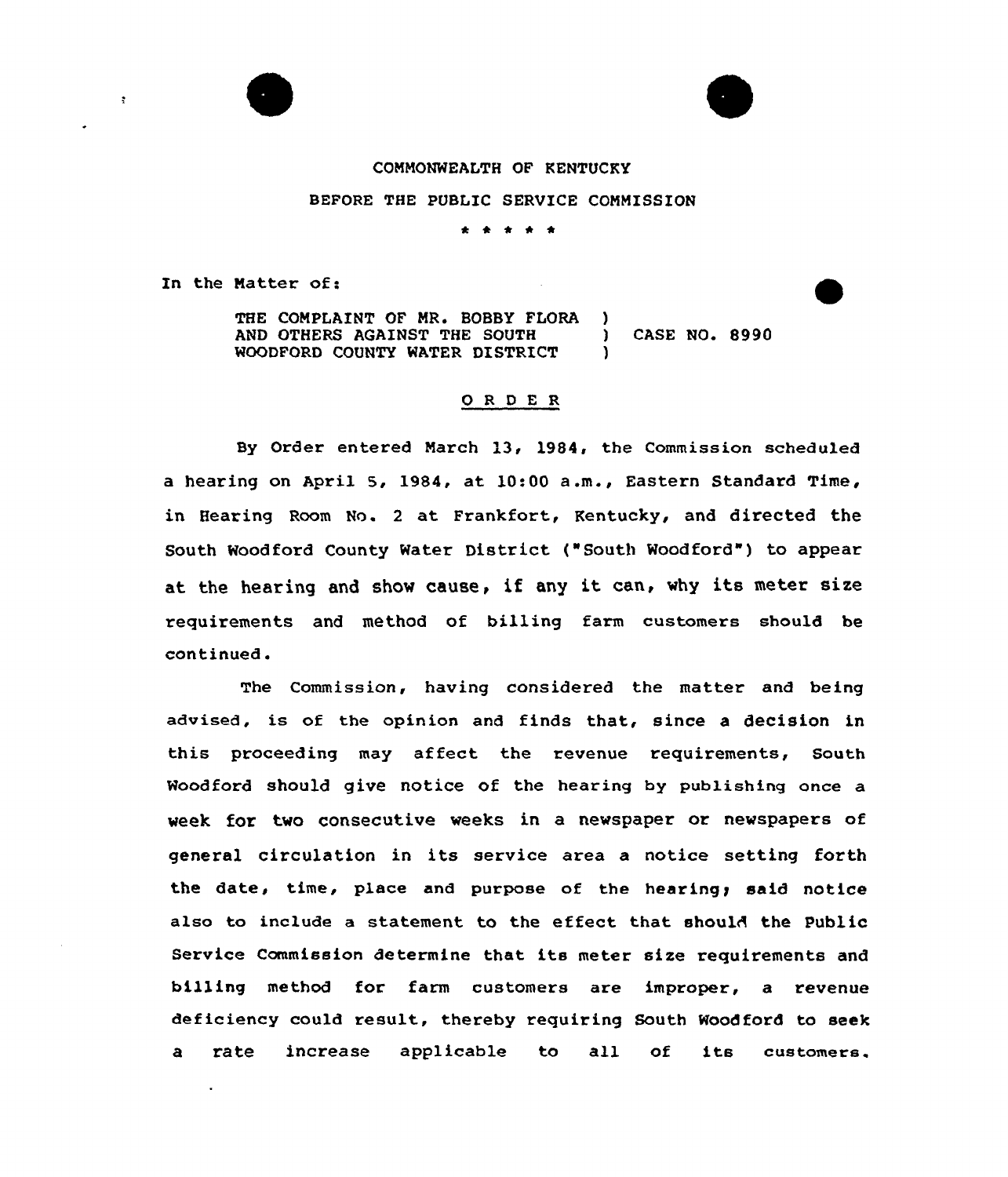COMMONWEALTH OF KENTUCKY

BEFORE THE PUBLIC SERVICE COMMISSION

\* \* \* \* \*

In the Matter of:

THE COMPLAINT OF MR. BOBBY FLORA )
AND OTHERS AGAINST THE SOUTH ) CASE NO. 8990
WOODFORD COUNTY WATER DISTRICT )

## O R D E R

By Order entered March 13, 1984, the Commission scheduled a hearing on April 5, 1984, at 10:00 a.m., Eastern Standard Time, in Hearing Room No. 2 at Frankfort, Kentucky, and directed the South Woodford County Water District ("South Woodford") to appear at the hearing and show cause, if any it can, why its meter size requirements and method of billing farm customers should be continued.

The Commission, having considered the matter and being advised, is of the opinion and finds that, since a decision in this proceeding may affect the revenue requirements, South Woodford should give notice of the hearing by publishing once a week for two consecutive weeks in a newspaper or newspapers of general circulation in its service area a notice setting forth the date, time, place and purpose of the hearing; said notice also to include a statement to the effect that should the Public Service Commission determine that its meter size requirements and billing method for farm customers are improper, a revenue deficiency could result, thereby requiring South Woodford to seek a rate increase applicable to all of its customers.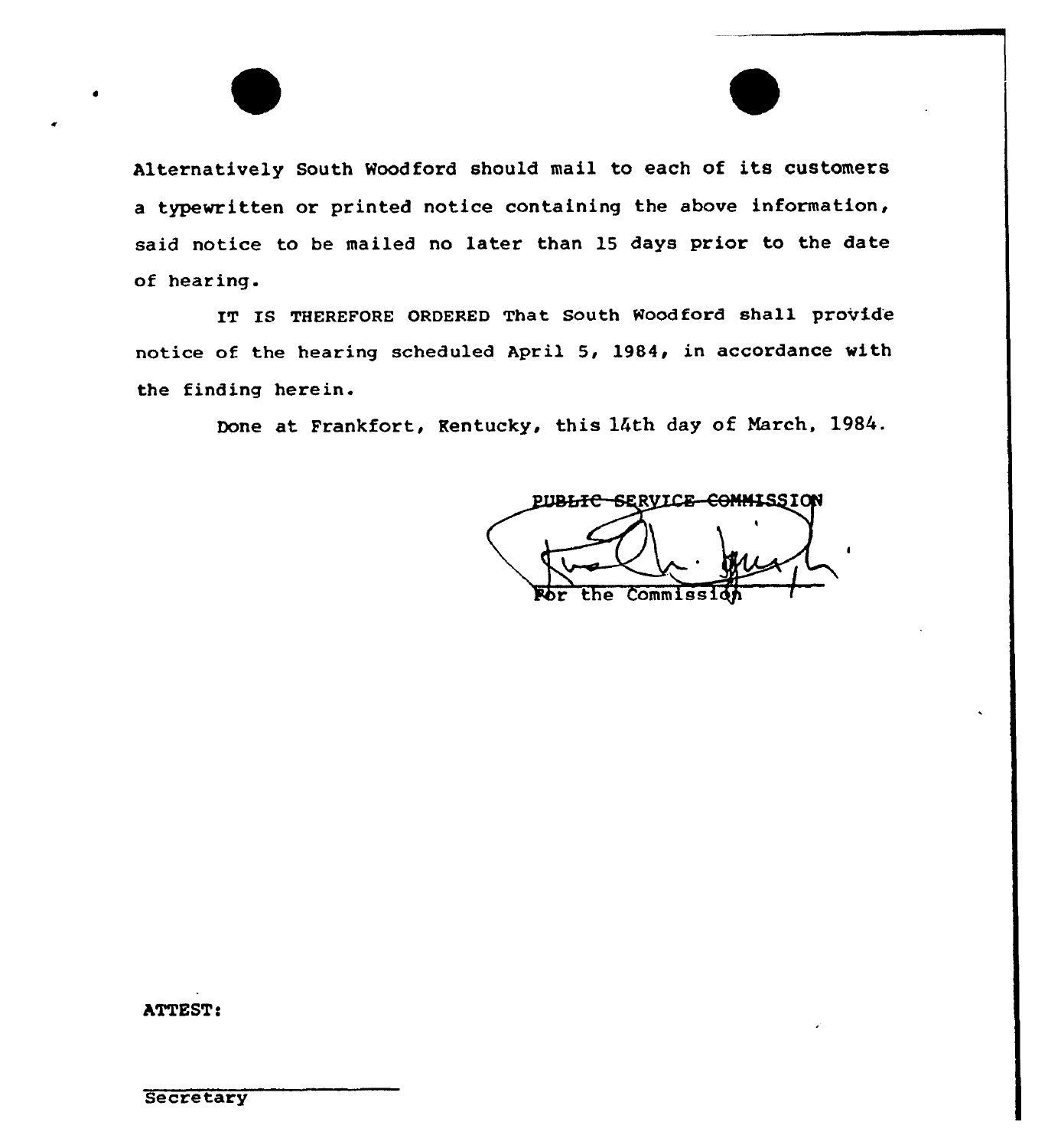Alternatively South Woodford should mail to each of its customers a typewritten or printed notice containing the above information, said notice to be mailed no later than 15 days prior to the date of hearing.

IT IS THEREFORE ORDERED That South Woodford shall provide notice of the hearing scheduled April 5, 1984, in accordance with the finding herein.

Done at Frankfort, Kentucky, this 14th day of March, 1984.

PUBLIC SERVICE COMMISSION

For the Commission

ATTEST:

Secretary